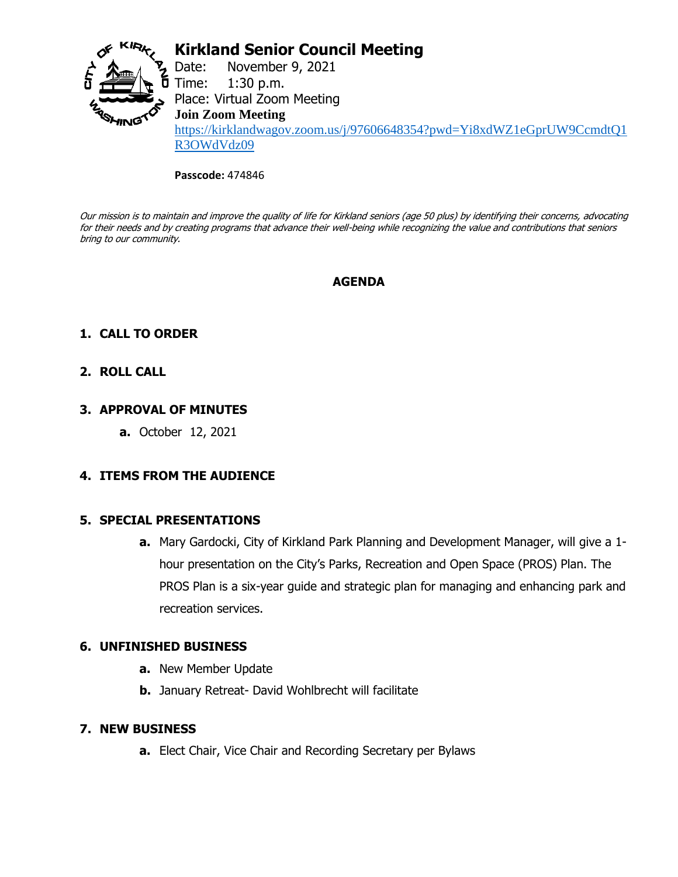# Kirkland Senior Council Meeting

Date: November 9, 2021
Time: 1:30 p.m.
Place: Virtual Zoom Meeting

**Join Zoom Meeting**

https://kirklandwagov.zoom.us/j/97606648354?pwd=Yi8xdWZ1eGprUW9CcmdtQ1R3OWdVdz09

**Passcode:** 474846

*Our mission is to maintain and improve the quality of life for Kirkland seniors (age 50 plus) by identifying their concerns, advocating for their needs and by creating programs that advance their well-being while recognizing the value and contributions that seniors bring to our community.*

## AGENDA

1. **CALL TO ORDER**

2. **ROLL CALL**

3. **APPROVAL OF MINUTES**
   - **a.** October 12, 2021

4. **ITEMS FROM THE AUDIENCE**

5. **SPECIAL PRESENTATIONS**
   - **a.** Mary Gardocki, City of Kirkland Park Planning and Development Manager, will give a 1-hour presentation on the City's Parks, Recreation and Open Space (PROS) Plan. The PROS Plan is a six-year guide and strategic plan for managing and enhancing park and recreation services.

6. **UNFINISHED BUSINESS**
   - **a.** New Member Update
   - **b.** January Retreat- David Wohlbrecht will facilitate

7. **NEW BUSINESS**
   - **a.** Elect Chair, Vice Chair and Recording Secretary per Bylaws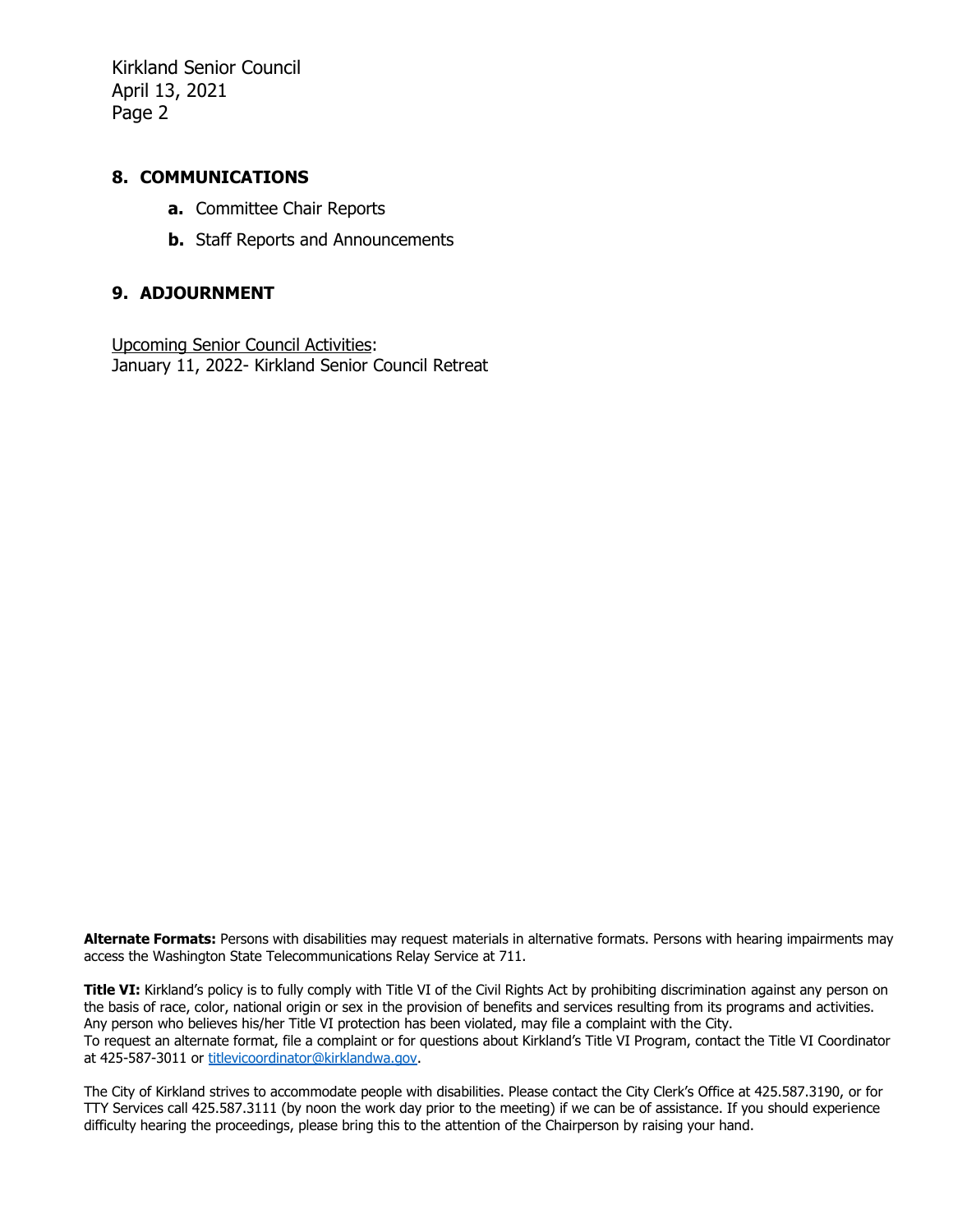## 8. COMMUNICATIONS

- **a.** Committee Chair Reports
- **b.** Staff Reports and Announcements

## 9. ADJOURNMENT

Upcoming Senior Council Activities:
January 11, 2022- Kirkland Senior Council Retreat

**Alternate Formats:** Persons with disabilities may request materials in alternative formats. Persons with hearing impairments may access the Washington State Telecommunications Relay Service at 711.

**Title VI:** Kirkland's policy is to fully comply with Title VI of the Civil Rights Act by prohibiting discrimination against any person on the basis of race, color, national origin or sex in the provision of benefits and services resulting from its programs and activities. Any person who believes his/her Title VI protection has been violated, may file a complaint with the City.
To request an alternate format, file a complaint or for questions about Kirkland's Title VI Program, contact the Title VI Coordinator at 425-587-3011 or titlevicoordinator@kirklandwa.gov.

The City of Kirkland strives to accommodate people with disabilities. Please contact the City Clerk's Office at 425.587.3190, or for TTY Services call 425.587.3111 (by noon the work day prior to the meeting) if we can be of assistance. If you should experience difficulty hearing the proceedings, please bring this to the attention of the Chairperson by raising your hand.